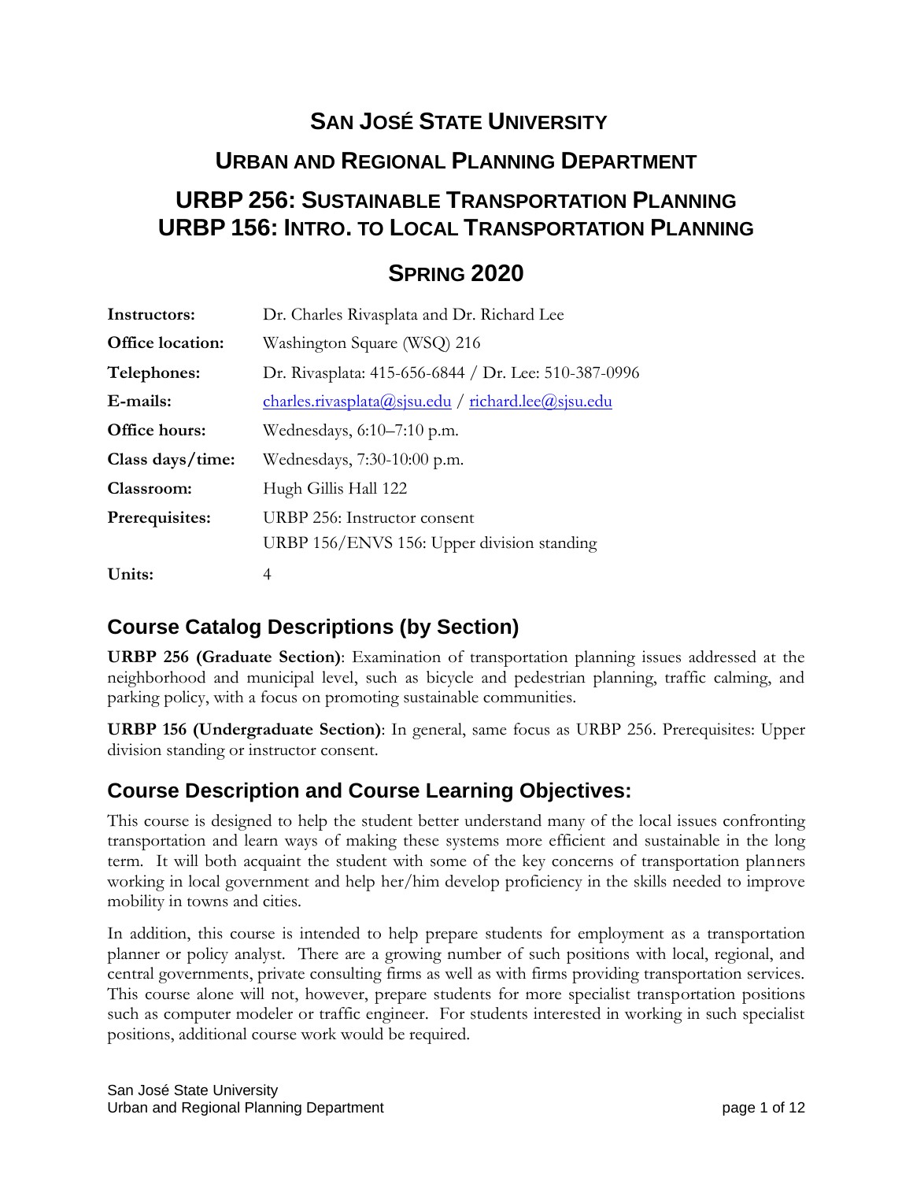# San José State University

## Urban and Regional Planning Department

## URBP 256: Sustainable Transportation Planning
## URBP 156: Intro. to Local Transportation Planning

## Spring 2020

| | |
|---|---|
| **Instructors:** | Dr. Charles Rivasplata and Dr. Richard Lee |
| **Office location:** | Washington Square (WSQ) 216 |
| **Telephones:** | Dr. Rivasplata: 415-656-6844 / Dr. Lee: 510-387-0996 |
| **E-mails:** | charles.rivasplata@sjsu.edu / richard.lee@sjsu.edu |
| **Office hours:** | Wednesdays, 6:10–7:10 p.m. |
| **Class days/time:** | Wednesdays, 7:30-10:00 p.m. |
| **Classroom:** | Hugh Gillis Hall 122 |
| **Prerequisites:** | URBP 256: Instructor consent<br>URBP 156/ENVS 156: Upper division standing |
| **Units:** | 4 |

## Course Catalog Descriptions (by Section)

**URBP 256 (Graduate Section)**: Examination of transportation planning issues addressed at the neighborhood and municipal level, such as bicycle and pedestrian planning, traffic calming, and parking policy, with a focus on promoting sustainable communities.

**URBP 156 (Undergraduate Section)**: In general, same focus as URBP 256. Prerequisites: Upper division standing or instructor consent.

## Course Description and Course Learning Objectives:

This course is designed to help the student better understand many of the local issues confronting transportation and learn ways of making these systems more efficient and sustainable in the long term. It will both acquaint the student with some of the key concerns of transportation planners working in local government and help her/him develop proficiency in the skills needed to improve mobility in towns and cities.

In addition, this course is intended to help prepare students for employment as a transportation planner or policy analyst. There are a growing number of such positions with local, regional, and central governments, private consulting firms as well as with firms providing transportation services. This course alone will not, however, prepare students for more specialist transportation positions such as computer modeler or traffic engineer. For students interested in working in such specialist positions, additional course work would be required.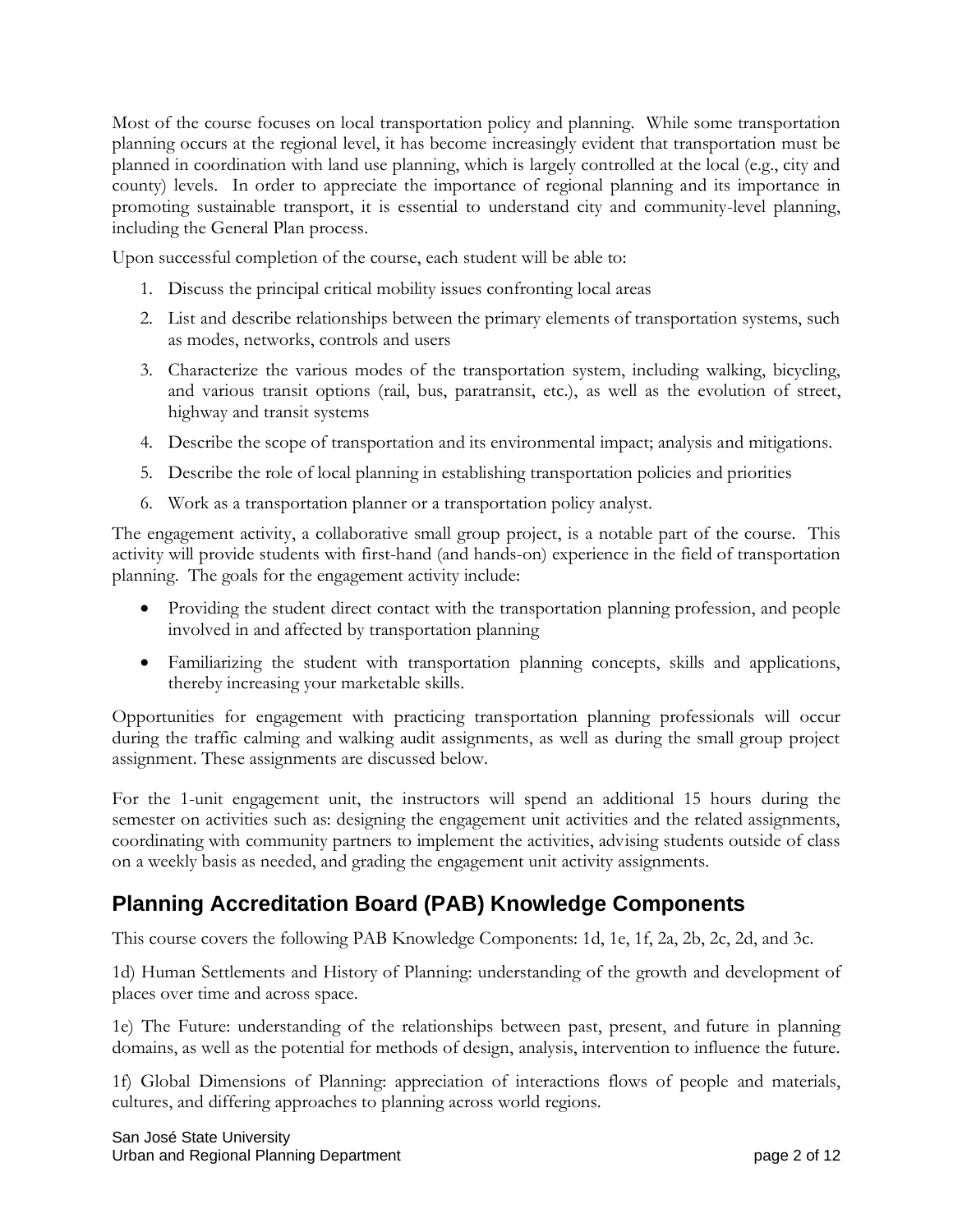Most of the course focuses on local transportation policy and planning. While some transportation planning occurs at the regional level, it has become increasingly evident that transportation must be planned in coordination with land use planning, which is largely controlled at the local (e.g., city and county) levels. In order to appreciate the importance of regional planning and its importance in promoting sustainable transport, it is essential to understand city and community-level planning, including the General Plan process.

Upon successful completion of the course, each student will be able to:

1. Discuss the principal critical mobility issues confronting local areas
2. List and describe relationships between the primary elements of transportation systems, such as modes, networks, controls and users
3. Characterize the various modes of the transportation system, including walking, bicycling, and various transit options (rail, bus, paratransit, etc.), as well as the evolution of street, highway and transit systems
4. Describe the scope of transportation and its environmental impact; analysis and mitigations.
5. Describe the role of local planning in establishing transportation policies and priorities
6. Work as a transportation planner or a transportation policy analyst.

The engagement activity, a collaborative small group project, is a notable part of the course. This activity will provide students with first-hand (and hands-on) experience in the field of transportation planning. The goals for the engagement activity include:

- Providing the student direct contact with the transportation planning profession, and people involved in and affected by transportation planning
- Familiarizing the student with transportation planning concepts, skills and applications, thereby increasing your marketable skills.

Opportunities for engagement with practicing transportation planning professionals will occur during the traffic calming and walking audit assignments, as well as during the small group project assignment. These assignments are discussed below.

For the 1-unit engagement unit, the instructors will spend an additional 15 hours during the semester on activities such as: designing the engagement unit activities and the related assignments, coordinating with community partners to implement the activities, advising students outside of class on a weekly basis as needed, and grading the engagement unit activity assignments.

## Planning Accreditation Board (PAB) Knowledge Components

This course covers the following PAB Knowledge Components: 1d, 1e, 1f, 2a, 2b, 2c, 2d, and 3c.

1d) Human Settlements and History of Planning: understanding of the growth and development of places over time and across space.

1e) The Future: understanding of the relationships between past, present, and future in planning domains, as well as the potential for methods of design, analysis, intervention to influence the future.

1f) Global Dimensions of Planning: appreciation of interactions flows of people and materials, cultures, and differing approaches to planning across world regions.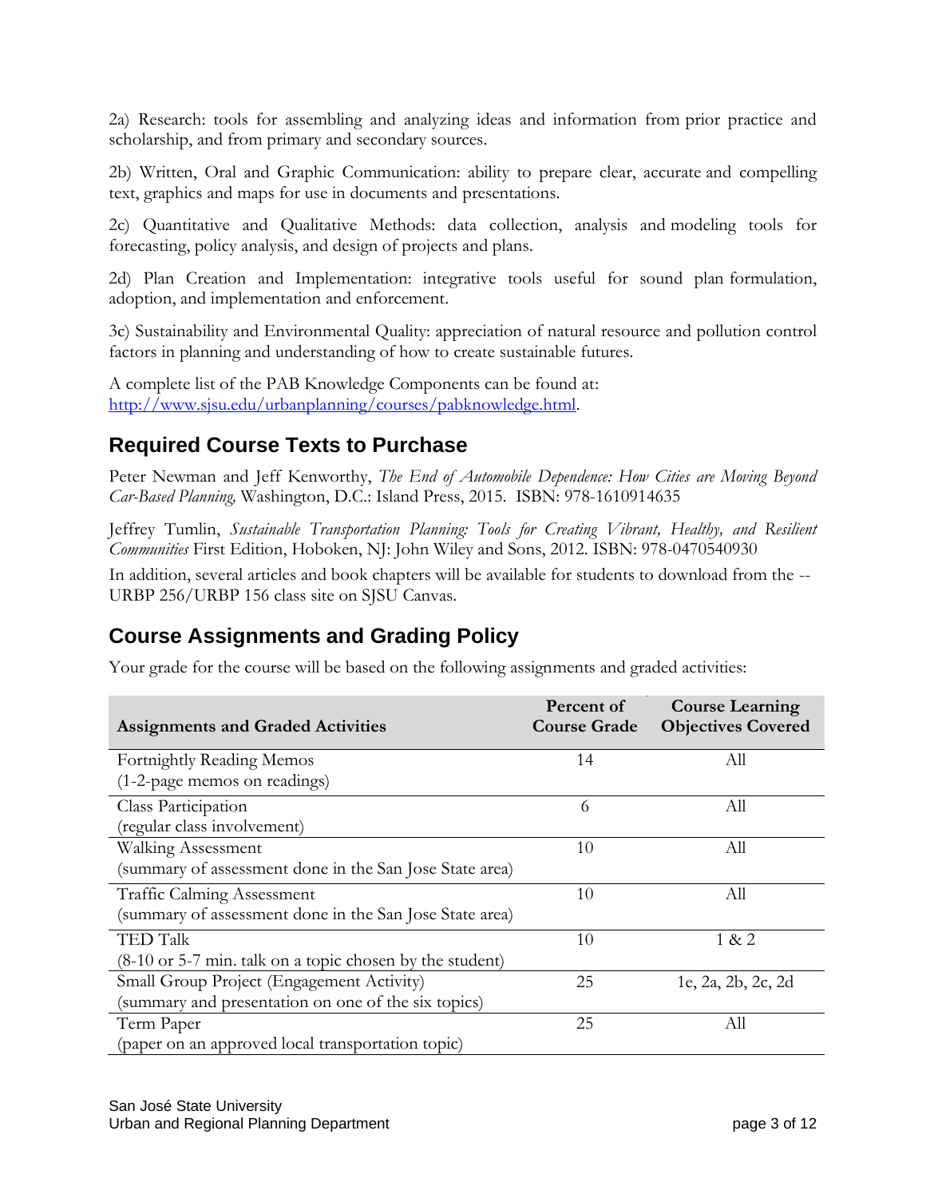2a) Research: tools for assembling and analyzing ideas and information from prior practice and scholarship, and from primary and secondary sources.

2b) Written, Oral and Graphic Communication: ability to prepare clear, accurate and compelling text, graphics and maps for use in documents and presentations.

2c) Quantitative and Qualitative Methods: data collection, analysis and modeling tools for forecasting, policy analysis, and design of projects and plans.

2d) Plan Creation and Implementation: integrative tools useful for sound plan formulation, adoption, and implementation and enforcement.

3c) Sustainability and Environmental Quality: appreciation of natural resource and pollution control factors in planning and understanding of how to create sustainable futures.

A complete list of the PAB Knowledge Components can be found at: http://www.sjsu.edu/urbanplanning/courses/pabknowledge.html.

## Required Course Texts to Purchase

Peter Newman and Jeff Kenworthy, *The End of Automobile Dependence: How Cities are Moving Beyond Car-Based Planning,* Washington, D.C.: Island Press, 2015. ISBN: 978-1610914635

Jeffrey Tumlin, *Sustainable Transportation Planning: Tools for Creating Vibrant, Healthy, and Resilient Communities* First Edition, Hoboken, NJ: John Wiley and Sons, 2012. ISBN: 978-0470540930

In addition, several articles and book chapters will be available for students to download from the --URBP 256/URBP 156 class site on SJSU Canvas.

## Course Assignments and Grading Policy

Your grade for the course will be based on the following assignments and graded activities:

| Assignments and Graded Activities | Percent of Course Grade | Course Learning Objectives Covered |
|---|---|---|
| Fortnightly Reading Memos (1-2-page memos on readings) | 14 | All |
| Class Participation (regular class involvement) | 6 | All |
| Walking Assessment (summary of assessment done in the San Jose State area) | 10 | All |
| Traffic Calming Assessment (summary of assessment done in the San Jose State area) | 10 | All |
| TED Talk (8-10 or 5-7 min. talk on a topic chosen by the student) | 10 | 1 & 2 |
| Small Group Project (Engagement Activity) (summary and presentation on one of the six topics) | 25 | 1e, 2a, 2b, 2c, 2d |
| Term Paper (paper on an approved local transportation topic) | 25 | All |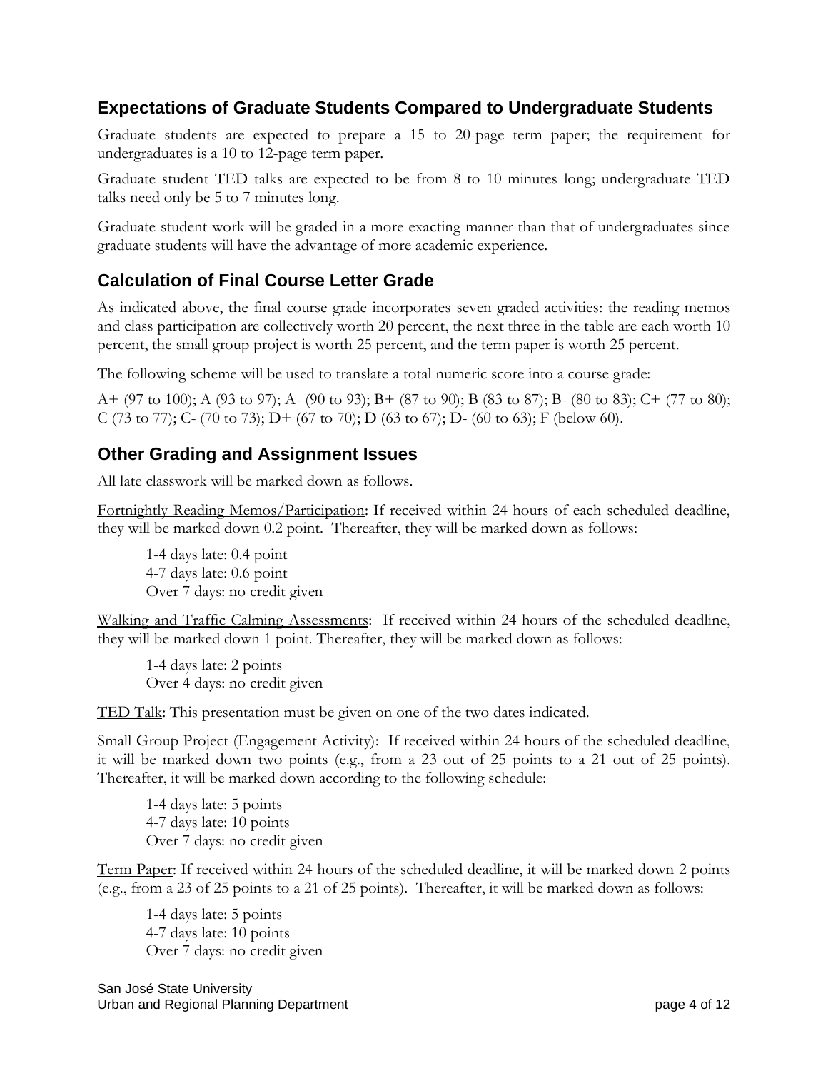## Expectations of Graduate Students Compared to Undergraduate Students

Graduate students are expected to prepare a 15 to 20-page term paper; the requirement for undergraduates is a 10 to 12-page term paper.

Graduate student TED talks are expected to be from 8 to 10 minutes long; undergraduate TED talks need only be 5 to 7 minutes long.

Graduate student work will be graded in a more exacting manner than that of undergraduates since graduate students will have the advantage of more academic experience.

## Calculation of Final Course Letter Grade

As indicated above, the final course grade incorporates seven graded activities: the reading memos and class participation are collectively worth 20 percent, the next three in the table are each worth 10 percent, the small group project is worth 25 percent, and the term paper is worth 25 percent.

The following scheme will be used to translate a total numeric score into a course grade:

A+ (97 to 100); A (93 to 97); A- (90 to 93); B+ (87 to 90); B (83 to 87); B- (80 to 83); C+ (77 to 80); C (73 to 77); C- (70 to 73); D+ (67 to 70); D (63 to 67); D- (60 to 63); F (below 60).

## Other Grading and Assignment Issues

All late classwork will be marked down as follows.

Fortnightly Reading Memos/Participation: If received within 24 hours of each scheduled deadline, they will be marked down 0.2 point. Thereafter, they will be marked down as follows:

1-4 days late: 0.4 point
4-7 days late: 0.6 point
Over 7 days: no credit given

Walking and Traffic Calming Assessments: If received within 24 hours of the scheduled deadline, they will be marked down 1 point. Thereafter, they will be marked down as follows:

1-4 days late: 2 points
Over 4 days: no credit given

TED Talk: This presentation must be given on one of the two dates indicated.

Small Group Project (Engagement Activity): If received within 24 hours of the scheduled deadline, it will be marked down two points (e.g., from a 23 out of 25 points to a 21 out of 25 points). Thereafter, it will be marked down according to the following schedule:

1-4 days late: 5 points
4-7 days late: 10 points
Over 7 days: no credit given

Term Paper: If received within 24 hours of the scheduled deadline, it will be marked down 2 points (e.g., from a 23 of 25 points to a 21 of 25 points). Thereafter, it will be marked down as follows:

1-4 days late: 5 points
4-7 days late: 10 points
Over 7 days: no credit given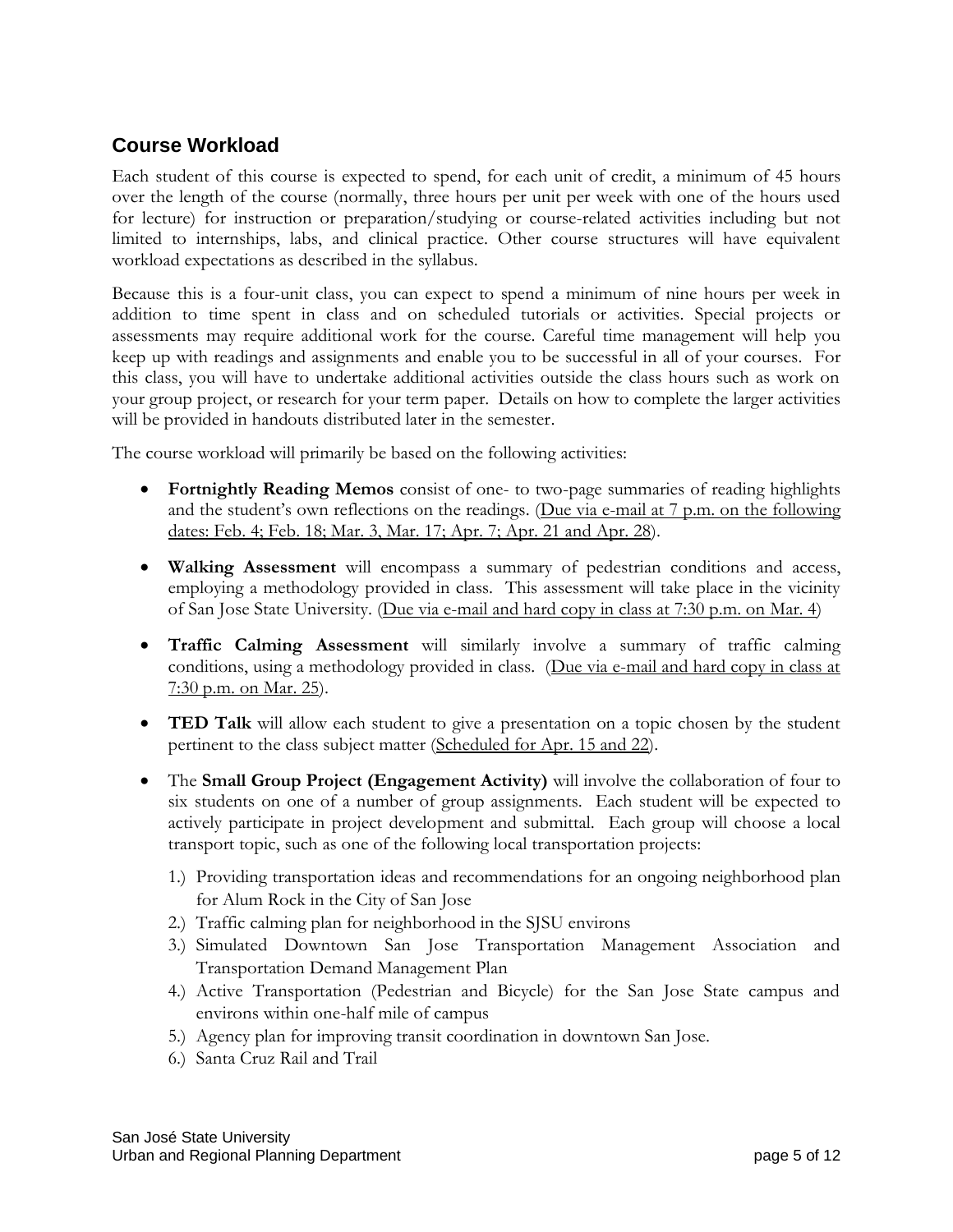## Course Workload

Each student of this course is expected to spend, for each unit of credit, a minimum of 45 hours over the length of the course (normally, three hours per unit per week with one of the hours used for lecture) for instruction or preparation/studying or course-related activities including but not limited to internships, labs, and clinical practice. Other course structures will have equivalent workload expectations as described in the syllabus.

Because this is a four-unit class, you can expect to spend a minimum of nine hours per week in addition to time spent in class and on scheduled tutorials or activities. Special projects or assessments may require additional work for the course. Careful time management will help you keep up with readings and assignments and enable you to be successful in all of your courses. For this class, you will have to undertake additional activities outside the class hours such as work on your group project, or research for your term paper. Details on how to complete the larger activities will be provided in handouts distributed later in the semester.

The course workload will primarily be based on the following activities:

- **Fortnightly Reading Memos** consist of one- to two-page summaries of reading highlights and the student's own reflections on the readings. (Due via e-mail at 7 p.m. on the following dates: Feb. 4; Feb. 18; Mar. 3, Mar. 17; Apr. 7; Apr. 21 and Apr. 28).
- **Walking Assessment** will encompass a summary of pedestrian conditions and access, employing a methodology provided in class. This assessment will take place in the vicinity of San Jose State University. (Due via e-mail and hard copy in class at 7:30 p.m. on Mar. 4)
- **Traffic Calming Assessment** will similarly involve a summary of traffic calming conditions, using a methodology provided in class. (Due via e-mail and hard copy in class at 7:30 p.m. on Mar. 25).
- **TED Talk** will allow each student to give a presentation on a topic chosen by the student pertinent to the class subject matter (Scheduled for Apr. 15 and 22).
- The **Small Group Project (Engagement Activity)** will involve the collaboration of four to six students on one of a number of group assignments. Each student will be expected to actively participate in project development and submittal. Each group will choose a local transport topic, such as one of the following local transportation projects:
  1.) Providing transportation ideas and recommendations for an ongoing neighborhood plan for Alum Rock in the City of San Jose
  2.) Traffic calming plan for neighborhood in the SJSU environs
  3.) Simulated Downtown San Jose Transportation Management Association and Transportation Demand Management Plan
  4.) Active Transportation (Pedestrian and Bicycle) for the San Jose State campus and environs within one-half mile of campus
  5.) Agency plan for improving transit coordination in downtown San Jose.
  6.) Santa Cruz Rail and Trail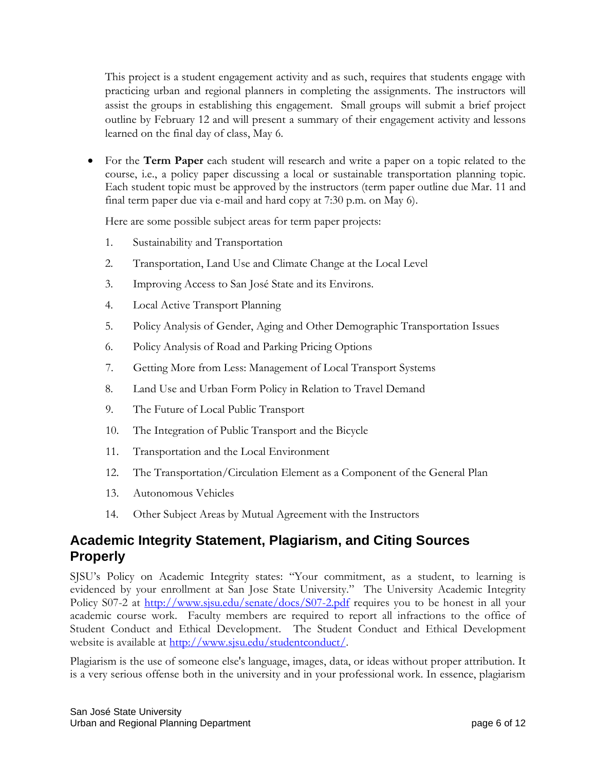This project is a student engagement activity and as such, requires that students engage with practicing urban and regional planners in completing the assignments. The instructors will assist the groups in establishing this engagement. Small groups will submit a brief project outline by February 12 and will present a summary of their engagement activity and lessons learned on the final day of class, May 6.

- For the **Term Paper** each student will research and write a paper on a topic related to the course, i.e., a policy paper discussing a local or sustainable transportation planning topic. Each student topic must be approved by the instructors (term paper outline due Mar. 11 and final term paper due via e-mail and hard copy at 7:30 p.m. on May 6).

  Here are some possible subject areas for term paper projects:

  1. Sustainability and Transportation
  2. Transportation, Land Use and Climate Change at the Local Level
  3. Improving Access to San José State and its Environs.
  4. Local Active Transport Planning
  5. Policy Analysis of Gender, Aging and Other Demographic Transportation Issues
  6. Policy Analysis of Road and Parking Pricing Options
  7. Getting More from Less: Management of Local Transport Systems
  8. Land Use and Urban Form Policy in Relation to Travel Demand
  9. The Future of Local Public Transport
  10. The Integration of Public Transport and the Bicycle
  11. Transportation and the Local Environment
  12. The Transportation/Circulation Element as a Component of the General Plan
  13. Autonomous Vehicles
  14. Other Subject Areas by Mutual Agreement with the Instructors

## Academic Integrity Statement, Plagiarism, and Citing Sources Properly

SJSU's Policy on Academic Integrity states: "Your commitment, as a student, to learning is evidenced by your enrollment at San Jose State University." The University Academic Integrity Policy S07-2 at http://www.sjsu.edu/senate/docs/S07-2.pdf requires you to be honest in all your academic course work. Faculty members are required to report all infractions to the office of Student Conduct and Ethical Development. The Student Conduct and Ethical Development website is available at http://www.sjsu.edu/studentconduct/.

Plagiarism is the use of someone else's language, images, data, or ideas without proper attribution. It is a very serious offense both in the university and in your professional work. In essence, plagiarism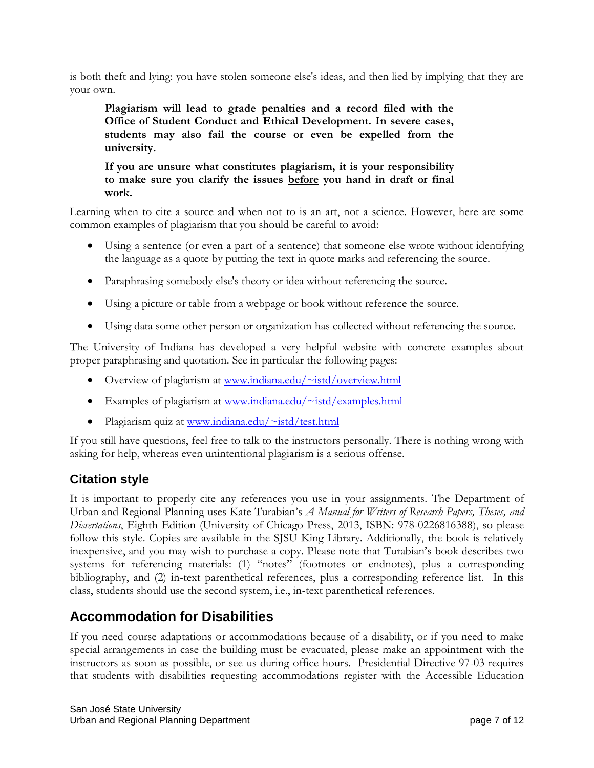is both theft and lying: you have stolen someone else's ideas, and then lied by implying that they are your own.

> **Plagiarism will lead to grade penalties and a record filed with the Office of Student Conduct and Ethical Development. In severe cases, students may also fail the course or even be expelled from the university.**
>
> **If you are unsure what constitutes plagiarism, it is your responsibility to make sure you clarify the issues <u>before</u> you hand in draft or final work.**

Learning when to cite a source and when not to is an art, not a science. However, here are some common examples of plagiarism that you should be careful to avoid:

- Using a sentence (or even a part of a sentence) that someone else wrote without identifying the language as a quote by putting the text in quote marks and referencing the source.
- Paraphrasing somebody else's theory or idea without referencing the source.
- Using a picture or table from a webpage or book without reference the source.
- Using data some other person or organization has collected without referencing the source.

The University of Indiana has developed a very helpful website with concrete examples about proper paraphrasing and quotation. See in particular the following pages:

- Overview of plagiarism at www.indiana.edu/~istd/overview.html
- Examples of plagiarism at www.indiana.edu/~istd/examples.html
- Plagiarism quiz at www.indiana.edu/~istd/test.html

If you still have questions, feel free to talk to the instructors personally. There is nothing wrong with asking for help, whereas even unintentional plagiarism is a serious offense.

## Citation style

It is important to properly cite any references you use in your assignments. The Department of Urban and Regional Planning uses Kate Turabian's *A Manual for Writers of Research Papers, Theses, and Dissertations*, Eighth Edition (University of Chicago Press, 2013, ISBN: 978-0226816388), so please follow this style. Copies are available in the SJSU King Library. Additionally, the book is relatively inexpensive, and you may wish to purchase a copy. Please note that Turabian's book describes two systems for referencing materials: (1) "notes" (footnotes or endnotes), plus a corresponding bibliography, and (2) in-text parenthetical references, plus a corresponding reference list. In this class, students should use the second system, i.e., in-text parenthetical references.

## Accommodation for Disabilities

If you need course adaptations or accommodations because of a disability, or if you need to make special arrangements in case the building must be evacuated, please make an appointment with the instructors as soon as possible, or see us during office hours. Presidential Directive 97-03 requires that students with disabilities requesting accommodations register with the Accessible Education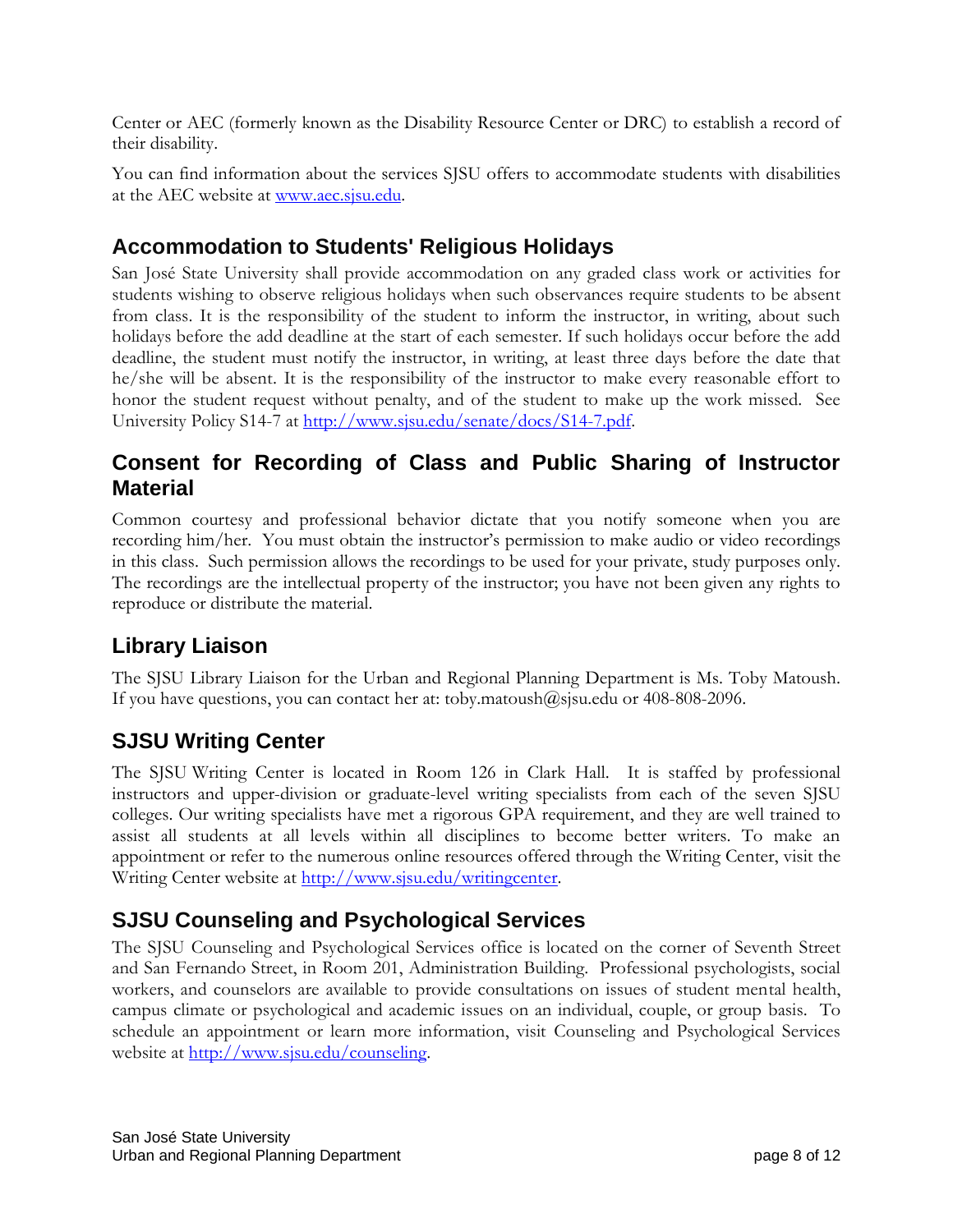Center or AEC (formerly known as the Disability Resource Center or DRC) to establish a record of their disability.

You can find information about the services SJSU offers to accommodate students with disabilities at the AEC website at [www.aec.sjsu.edu](www.aec.sjsu.edu).

## Accommodation to Students' Religious Holidays

San José State University shall provide accommodation on any graded class work or activities for students wishing to observe religious holidays when such observances require students to be absent from class. It is the responsibility of the student to inform the instructor, in writing, about such holidays before the add deadline at the start of each semester. If such holidays occur before the add deadline, the student must notify the instructor, in writing, at least three days before the date that he/she will be absent. It is the responsibility of the instructor to make every reasonable effort to honor the student request without penalty, and of the student to make up the work missed. See University Policy S14-7 at [http://www.sjsu.edu/senate/docs/S14-7.pdf](http://www.sjsu.edu/senate/docs/S14-7.pdf).

## Consent for Recording of Class and Public Sharing of Instructor Material

Common courtesy and professional behavior dictate that you notify someone when you are recording him/her. You must obtain the instructor's permission to make audio or video recordings in this class. Such permission allows the recordings to be used for your private, study purposes only. The recordings are the intellectual property of the instructor; you have not been given any rights to reproduce or distribute the material.

## Library Liaison

The SJSU Library Liaison for the Urban and Regional Planning Department is Ms. Toby Matoush. If you have questions, you can contact her at: toby.matoush@sjsu.edu or 408-808-2096.

## SJSU Writing Center

The SJSU Writing Center is located in Room 126 in Clark Hall. It is staffed by professional instructors and upper-division or graduate-level writing specialists from each of the seven SJSU colleges. Our writing specialists have met a rigorous GPA requirement, and they are well trained to assist all students at all levels within all disciplines to become better writers. To make an appointment or refer to the numerous online resources offered through the Writing Center, visit the Writing Center website at [http://www.sjsu.edu/writingcenter](http://www.sjsu.edu/writingcenter).

## SJSU Counseling and Psychological Services

The SJSU Counseling and Psychological Services office is located on the corner of Seventh Street and San Fernando Street, in Room 201, Administration Building. Professional psychologists, social workers, and counselors are available to provide consultations on issues of student mental health, campus climate or psychological and academic issues on an individual, couple, or group basis. To schedule an appointment or learn more information, visit Counseling and Psychological Services website at [http://www.sjsu.edu/counseling](http://www.sjsu.edu/counseling).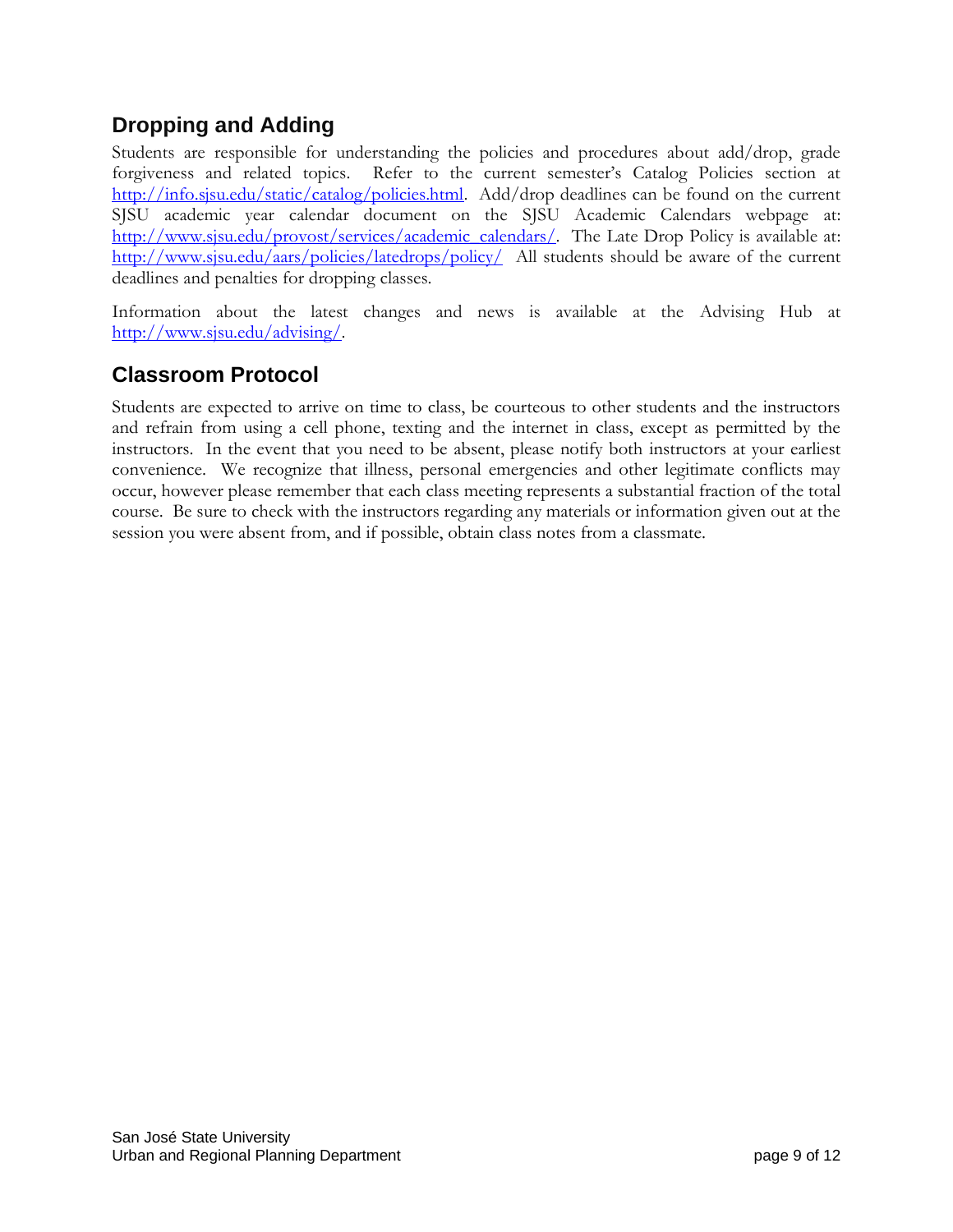## Dropping and Adding

Students are responsible for understanding the policies and procedures about add/drop, grade forgiveness and related topics. Refer to the current semester's Catalog Policies section at http://info.sjsu.edu/static/catalog/policies.html. Add/drop deadlines can be found on the current SJSU academic year calendar document on the SJSU Academic Calendars webpage at: http://www.sjsu.edu/provost/services/academic_calendars/. The Late Drop Policy is available at: http://www.sjsu.edu/aars/policies/latedrops/policy/ All students should be aware of the current deadlines and penalties for dropping classes.

Information about the latest changes and news is available at the Advising Hub at http://www.sjsu.edu/advising/.

## Classroom Protocol

Students are expected to arrive on time to class, be courteous to other students and the instructors and refrain from using a cell phone, texting and the internet in class, except as permitted by the instructors. In the event that you need to be absent, please notify both instructors at your earliest convenience. We recognize that illness, personal emergencies and other legitimate conflicts may occur, however please remember that each class meeting represents a substantial fraction of the total course. Be sure to check with the instructors regarding any materials or information given out at the session you were absent from, and if possible, obtain class notes from a classmate.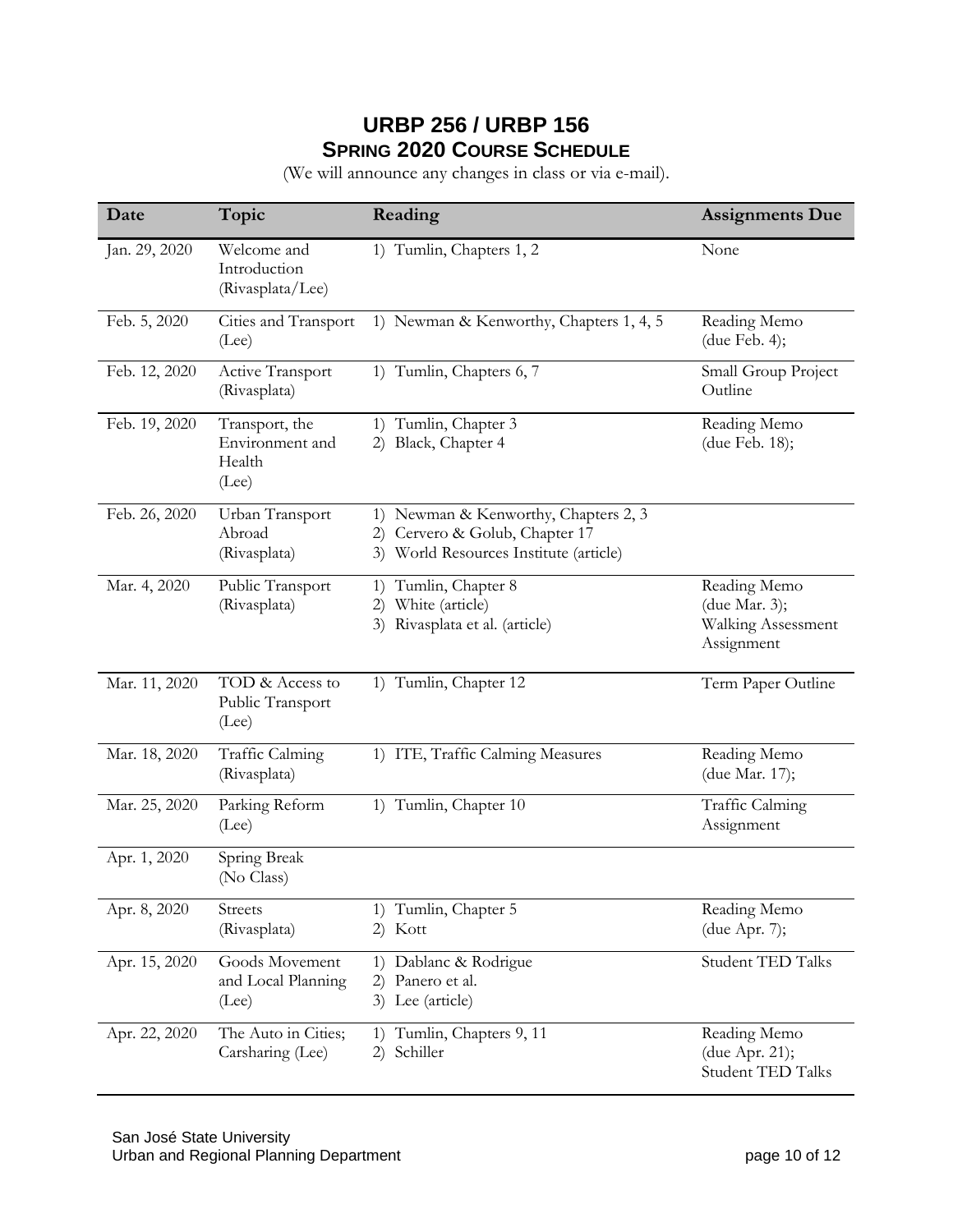# URBP 256 / URBP 156

## Spring 2020 Course Schedule

(We will announce any changes in class or via e-mail).

| Date | Topic | Reading | Assignments Due |
|---|---|---|---|
| Jan. 29, 2020 | Welcome and Introduction (Rivasplata/Lee) | 1) Tumlin, Chapters 1, 2 | None |
| Feb. 5, 2020 | Cities and Transport (Lee) | 1) Newman & Kenworthy, Chapters 1, 4, 5 | Reading Memo (due Feb. 4); |
| Feb. 12, 2020 | Active Transport (Rivasplata) | 1) Tumlin, Chapters 6, 7 | Small Group Project Outline |
| Feb. 19, 2020 | Transport, the Environment and Health (Lee) | 1) Tumlin, Chapter 3<br>2) Black, Chapter 4 | Reading Memo (due Feb. 18); |
| Feb. 26, 2020 | Urban Transport Abroad (Rivasplata) | 1) Newman & Kenworthy, Chapters 2, 3<br>2) Cervero & Golub, Chapter 17<br>3) World Resources Institute (article) | |
| Mar. 4, 2020 | Public Transport (Rivasplata) | 1) Tumlin, Chapter 8<br>2) White (article)<br>3) Rivasplata et al. (article) | Reading Memo (due Mar. 3); Walking Assessment Assignment |
| Mar. 11, 2020 | TOD & Access to Public Transport (Lee) | 1) Tumlin, Chapter 12 | Term Paper Outline |
| Mar. 18, 2020 | Traffic Calming (Rivasplata) | 1) ITE, Traffic Calming Measures | Reading Memo (due Mar. 17); |
| Mar. 25, 2020 | Parking Reform (Lee) | 1) Tumlin, Chapter 10 | Traffic Calming Assignment |
| Apr. 1, 2020 | Spring Break (No Class) | | |
| Apr. 8, 2020 | Streets (Rivasplata) | 1) Tumlin, Chapter 5<br>2) Kott | Reading Memo (due Apr. 7); |
| Apr. 15, 2020 | Goods Movement and Local Planning (Lee) | 1) Dablanc & Rodrigue<br>2) Panero et al.<br>3) Lee (article) | Student TED Talks |
| Apr. 22, 2020 | The Auto in Cities; Carsharing (Lee) | 1) Tumlin, Chapters 9, 11<br>2) Schiller | Reading Memo (due Apr. 21); Student TED Talks |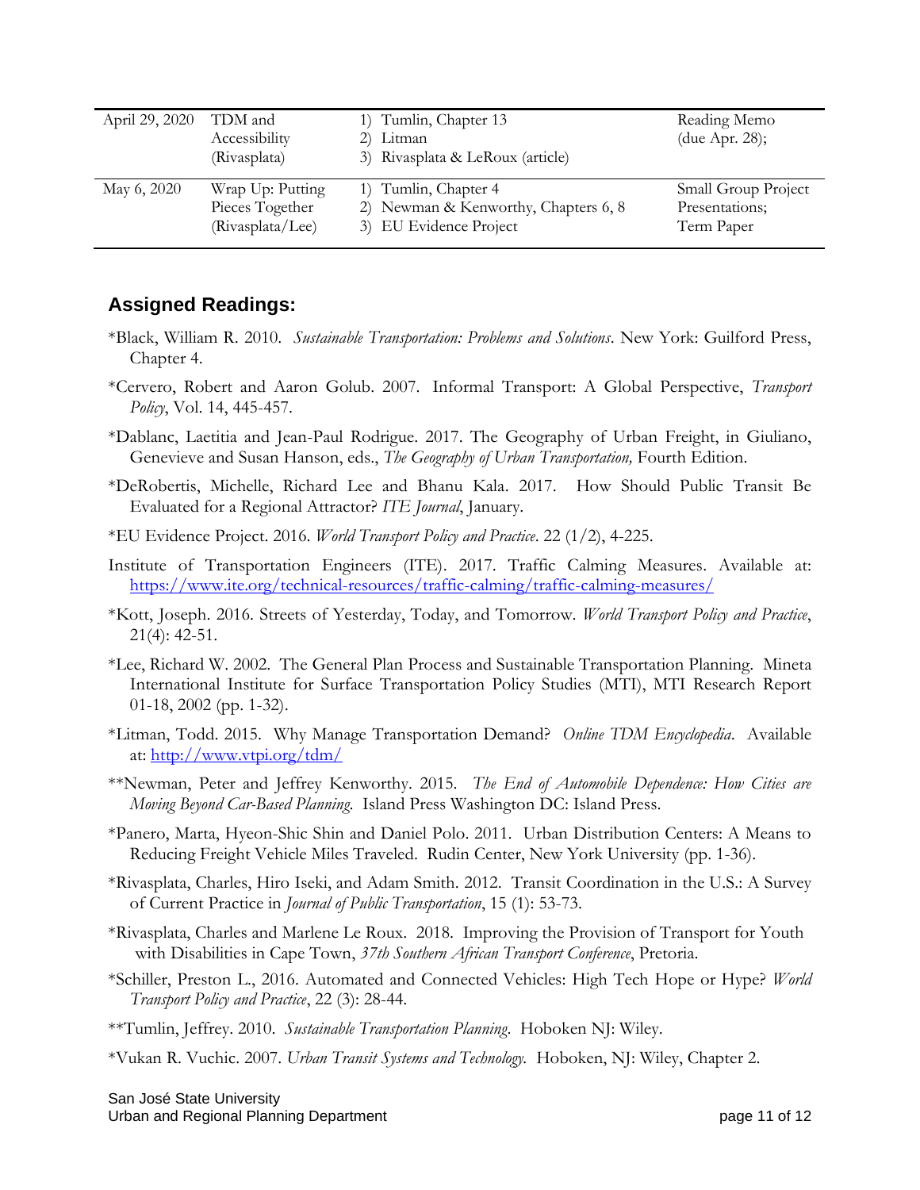| April 29, 2020 | TDM and Accessibility (Rivasplata) | 1) Tumlin, Chapter 13<br>2) Litman<br>3) Rivasplata & LeRoux (article) | Reading Memo (due Apr. 28); |
|---|---|---|---|
| May 6, 2020 | Wrap Up: Putting Pieces Together (Rivasplata/Lee) | 1) Tumlin, Chapter 4<br>2) Newman & Kenworthy, Chapters 6, 8<br>3) EU Evidence Project | Small Group Project Presentations; Term Paper |

## Assigned Readings:

*Black, William R. 2010. *Sustainable Transportation: Problems and Solutions*. New York: Guilford Press, Chapter 4.

*Cervero, Robert and Aaron Golub. 2007. Informal Transport: A Global Perspective, *Transport Policy*, Vol. 14, 445-457.

*Dablanc, Laetitia and Jean-Paul Rodrigue. 2017. The Geography of Urban Freight, in Giuliano, Genevieve and Susan Hanson, eds., *The Geography of Urban Transportation,* Fourth Edition.

*DeRobertis, Michelle, Richard Lee and Bhanu Kala. 2017. How Should Public Transit Be Evaluated for a Regional Attractor? *ITE Journal*, January.

*EU Evidence Project. 2016. *World Transport Policy and Practice*. 22 (1/2), 4-225.

Institute of Transportation Engineers (ITE). 2017. Traffic Calming Measures. Available at: https://www.ite.org/technical-resources/traffic-calming/traffic-calming-measures/

*Kott, Joseph. 2016. Streets of Yesterday, Today, and Tomorrow. *World Transport Policy and Practice*, 21(4): 42-51.

*Lee, Richard W. 2002. The General Plan Process and Sustainable Transportation Planning. Mineta International Institute for Surface Transportation Policy Studies (MTI), MTI Research Report 01-18, 2002 (pp. 1-32).

*Litman, Todd. 2015. Why Manage Transportation Demand? *Online TDM Encyclopedia*. Available at: http://www.vtpi.org/tdm/

**Newman, Peter and Jeffrey Kenworthy. 2015. *The End of Automobile Dependence: How Cities are Moving Beyond Car-Based Planning.* Island Press Washington DC: Island Press.

*Panero, Marta, Hyeon-Shic Shin and Daniel Polo. 2011. Urban Distribution Centers: A Means to Reducing Freight Vehicle Miles Traveled. Rudin Center, New York University (pp. 1-36).

*Rivasplata, Charles, Hiro Iseki, and Adam Smith. 2012. Transit Coordination in the U.S.: A Survey of Current Practice in *Journal of Public Transportation*, 15 (1): 53-73.

*Rivasplata, Charles and Marlene Le Roux. 2018. Improving the Provision of Transport for Youth with Disabilities in Cape Town, *37th Southern African Transport Conference*, Pretoria.

*Schiller, Preston L., 2016. Automated and Connected Vehicles: High Tech Hope or Hype? *World Transport Policy and Practice*, 22 (3): 28-44.

**Tumlin, Jeffrey. 2010. *Sustainable Transportation Planning*. Hoboken NJ: Wiley.

*Vukan R. Vuchic. 2007. *Urban Transit Systems and Technology.* Hoboken, NJ: Wiley, Chapter 2.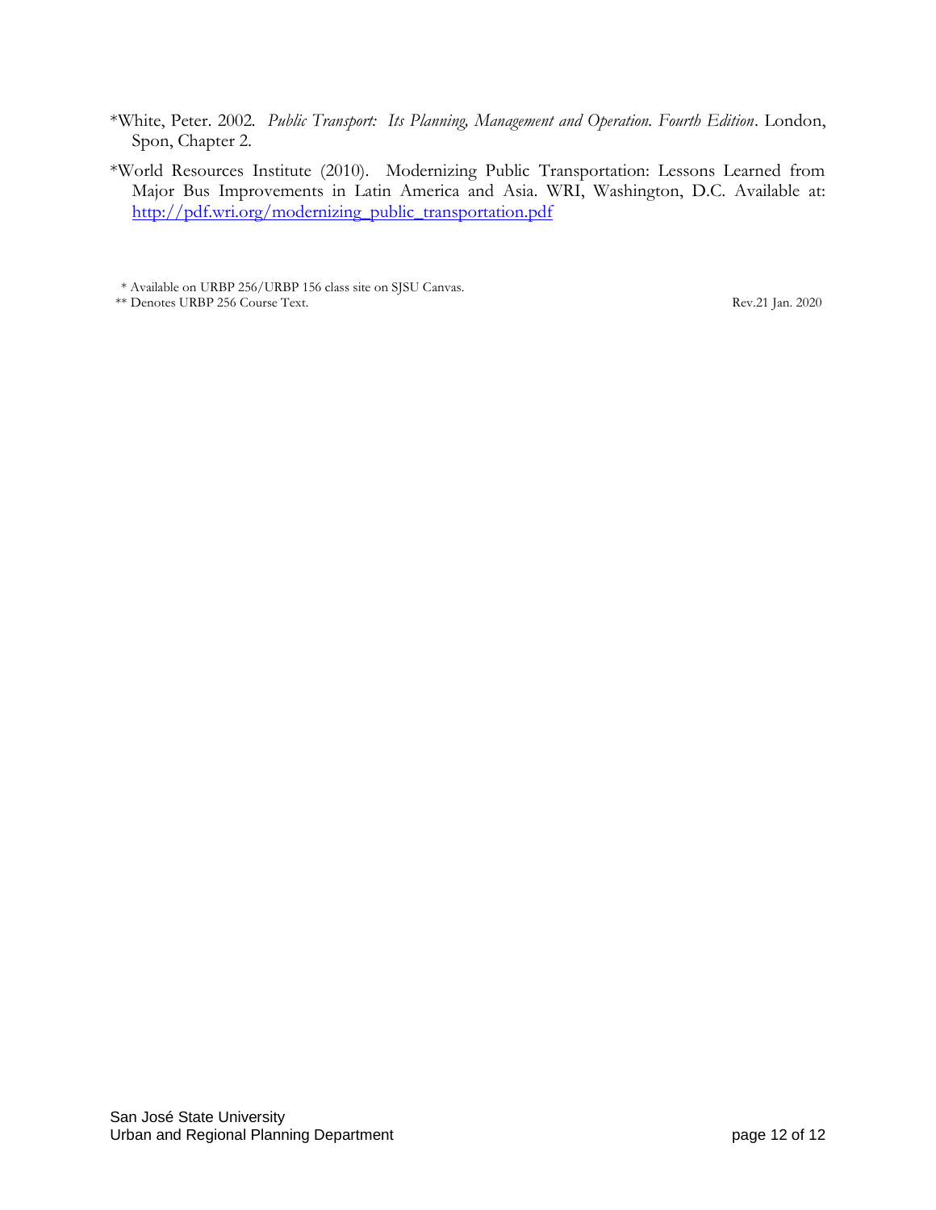*White, Peter. 2002. *Public Transport: Its Planning, Management and Operation. Fourth Edition*. London, Spon, Chapter 2.

*World Resources Institute (2010). Modernizing Public Transportation: Lessons Learned from Major Bus Improvements in Latin America and Asia. WRI, Washington, D.C. Available at: [http://pdf.wri.org/modernizing_public_transportation.pdf](http://pdf.wri.org/modernizing_public_transportation.pdf)

\* Available on URBP 256/URBP 156 class site on SJSU Canvas.
** Denotes URBP 256 Course Text.

Rev.21 Jan. 2020